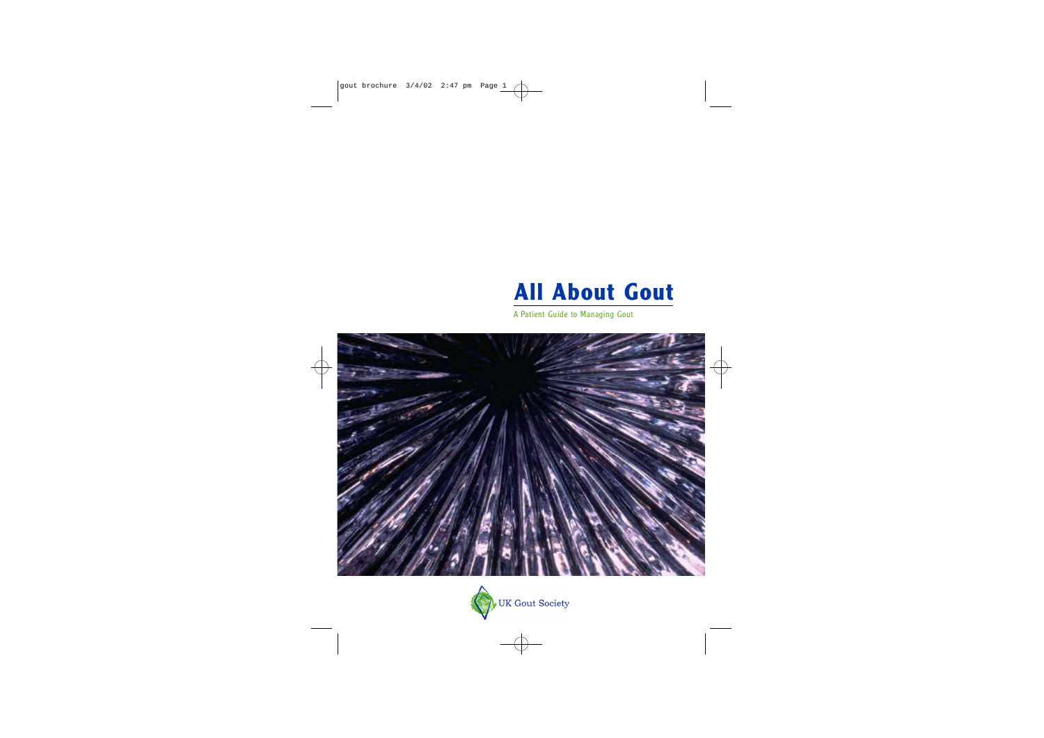# All About Gout

A Patient Guide to Managing Gout

UK Gout Society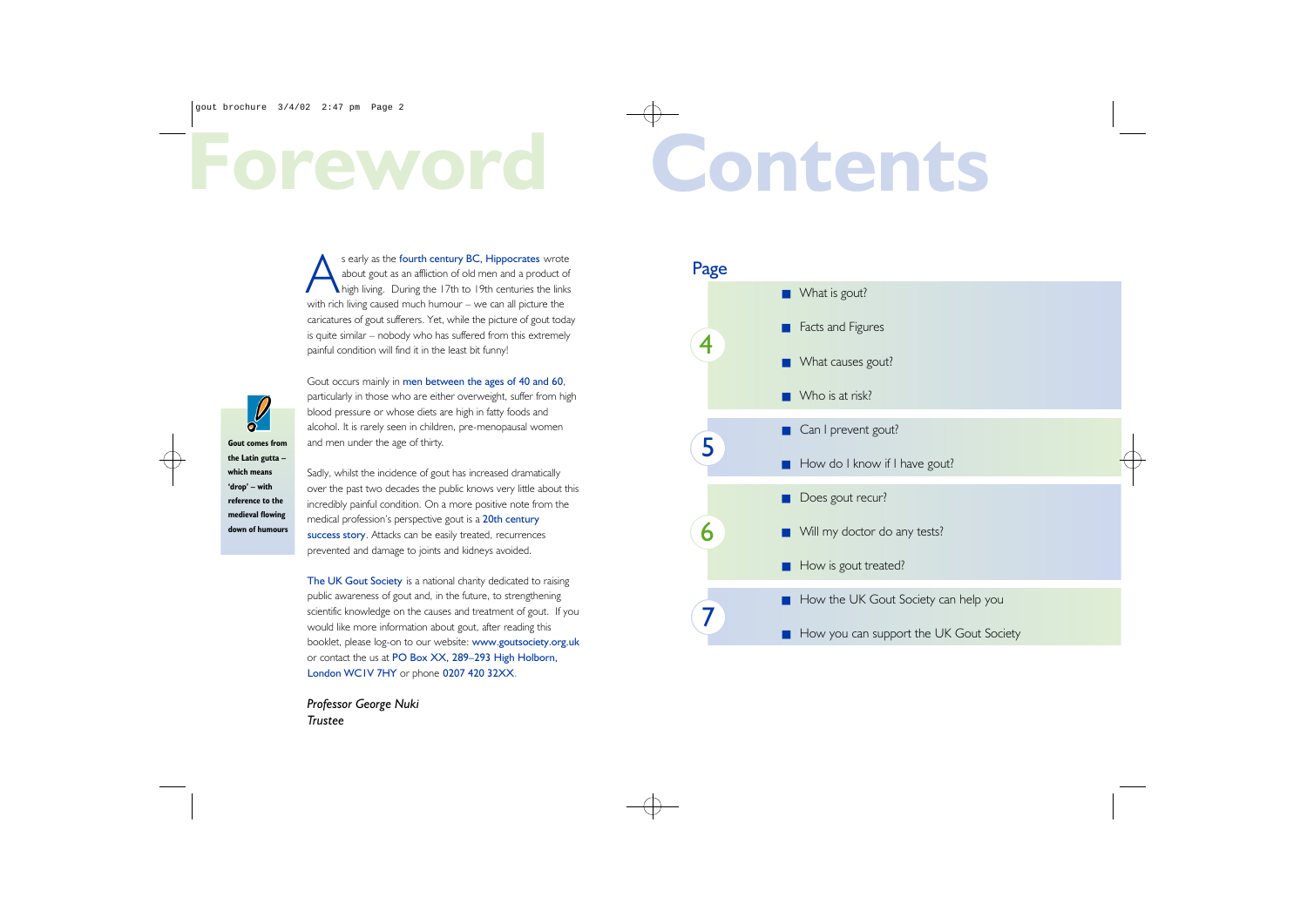# Foreword

As early as the fourth century BC, Hippocrates wrote about gout as an affliction of old men and a product of high living. During the 17th to 19th centuries the links with rich living caused much humour – we can all picture the caricatures of gout sufferers. Yet, while the picture of gout today is quite similar – nobody who has suffered from this extremely painful condition will find it in the least bit funny!

Gout occurs mainly in men between the ages of 40 and 60, particularly in those who are either overweight, suffer from high blood pressure or whose diets are high in fatty foods and alcohol. It is rarely seen in children, pre-menopausal women and men under the age of thirty.

**Gout comes from the Latin gutta – which means 'drop' – with reference to the medieval flowing down of humours**

Sadly, whilst the incidence of gout has increased dramatically over the past two decades the public knows very little about this incredibly painful condition. On a more positive note from the medical profession's perspective gout is a 20th century success story. Attacks can be easily treated, recurrences prevented and damage to joints and kidneys avoided.

The UK Gout Society is a national charity dedicated to raising public awareness of gout and, in the future, to strengthening scientific knowledge on the causes and treatment of gout. If you would like more information about gout, after reading this booklet, please log-on to our website: www.goutsociety.org.uk or contact the us at PO Box XX, 289–293 High Holborn, London WC1V 7HY or phone 0207 420 32XX.

*Professor George Nuki*
*Trustee*

# Contents

| Page | |
|---|---|
| 4 | What is gout? |
| | Facts and Figures |
| | What causes gout? |
| | Who is at risk? |
| 5 | Can I prevent gout? |
| | How do I know if I have gout? |
| 6 | Does gout recur? |
| | Will my doctor do any tests? |
| | How is gout treated? |
| 7 | How the UK Gout Society can help you |
| | How you can support the UK Gout Society |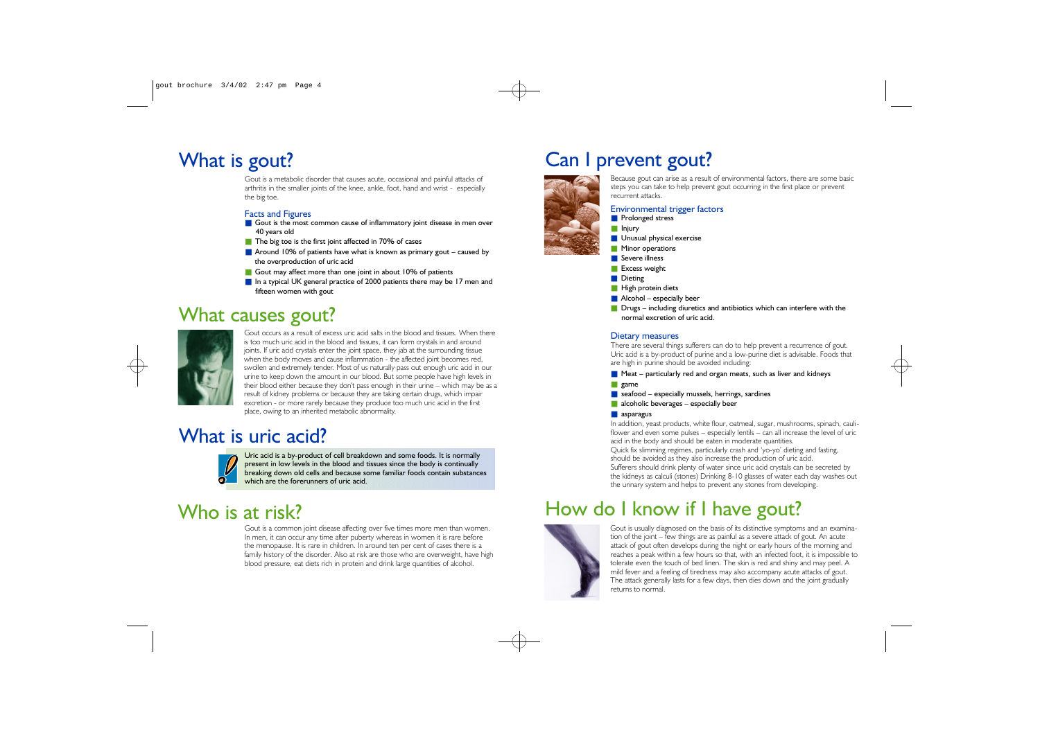# What is gout?

Gout is a metabolic disorder that causes acute, occasional and painful attacks of arthritis in the smaller joints of the knee, ankle, foot, hand and wrist - especially the big toe.

### Facts and Figures

- Gout is the most common cause of inflammatory joint disease in men over 40 years old
- The big toe is the first joint affected in 70% of cases
- Around 10% of patients have what is known as primary gout – caused by the overproduction of uric acid
- Gout may affect more than one joint in about 10% of patients
- In a typical UK general practice of 2000 patients there may be 17 men and fifteen women with gout

# What causes gout?

Gout occurs as a result of excess uric acid salts in the blood and tissues. When there is too much uric acid in the blood and tissues, it can form crystals in and around joints. If uric acid crystals enter the joint space, they jab at the surrounding tissue when the body moves and cause inflammation - the affected joint becomes red, swollen and extremely tender. Most of us naturally pass out enough uric acid in our urine to keep down the amount in our blood. But some people have high levels in their blood either because they don't pass enough in their urine – which may be as a result of kidney problems or because they are taking certain drugs, which impair excretion - or more rarely because they produce too much uric acid in the first place, owing to an inherited metabolic abnormality.

# What is uric acid?

**Uric acid is a by-product of cell breakdown and some foods. It is normally present in low levels in the blood and tissues since the body is continually breaking down old cells and because some familiar foods contain substances which are the forerunners of uric acid.**

# Who is at risk?

Gout is a common joint disease affecting over five times more men than women. In men, it can occur any time after puberty whereas in women it is rare before the menopause. It is rare in children. In around ten per cent of cases there is a family history of the disorder. Also at risk are those who are overweight, have high blood pressure, eat diets rich in protein and drink large quantities of alcohol.

# Can I prevent gout?

Because gout can arise as a result of environmental factors, there are some basic steps you can take to help prevent gout occurring in the first place or prevent recurrent attacks.

### Environmental trigger factors

- Prolonged stress
- Injury
- Unusual physical exercise
- Minor operations
- Severe illness
- Excess weight
- Dieting
- High protein diets
- Alcohol – especially beer
- Drugs – including diuretics and antibiotics which can interfere with the normal excretion of uric acid.

### Dietary measures

There are several things sufferers can do to help prevent a recurrence of gout. Uric acid is a by-product of purine and a low-purine diet is advisable. Foods that are high in purine should be avoided including:

- Meat – particularly red and organ meats, such as liver and kidneys
- game
- seafood – especially mussels, herrings, sardines
- alcoholic beverages – especially beer
- asparagus

In addition, yeast products, white flour, oatmeal, sugar, mushrooms, spinach, cauliflower and even some pulses – especially lentils – can all increase the level of uric acid in the body and should be eaten in moderate quantities.

Quick fix slimming regimes, particularly crash and 'yo-yo' dieting and fasting, should be avoided as they also increase the production of uric acid.

Sufferers should drink plenty of water since uric acid crystals can be secreted by the kidneys as calculi (stones) Drinking 8-10 glasses of water each day washes out the urinary system and helps to prevent any stones from developing.

# How do I know if I have gout?

Gout is usually diagnosed on the basis of its distinctive symptoms and an examination of the joint – few things are as painful as a severe attack of gout. An acute attack of gout often develops during the night or early hours of the morning and reaches a peak within a few hours so that, with an infected foot, it is impossible to tolerate even the touch of bed linen. The skin is red and shiny and may peel. A mild fever and a feeling of tiredness may also accompany acute attacks of gout. The attack generally lasts for a few days, then dies down and the joint gradually returns to normal.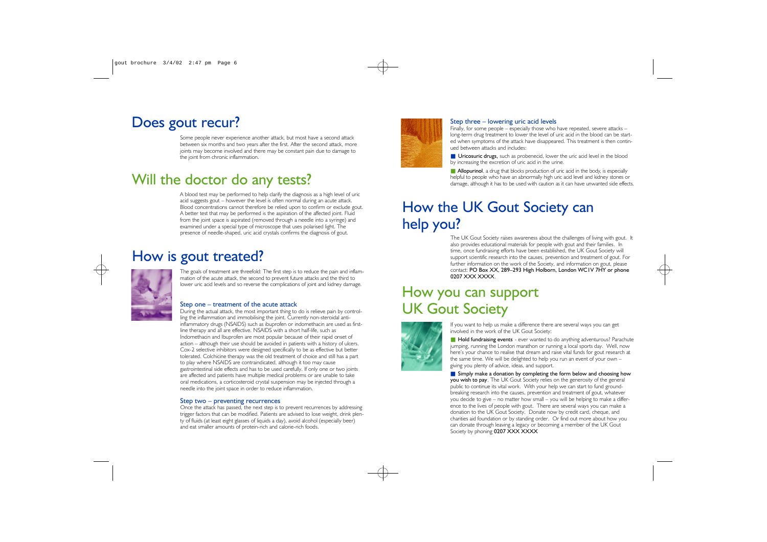# Does gout recur?

Some people never experience another attack, but most have a second attack between six months and two years after the first. After the second attack, more joints may become involved and there may be constant pain due to damage to the joint from chronic inflammation.

# Will the doctor do any tests?

A blood test may be performed to help clarify the diagnosis as a high level of uric acid suggests gout – however the level is often normal during an acute attack. Blood concentrations cannot therefore be relied upon to confirm or exclude gout. A better test that may be performed is the aspiration of the affected joint. Fluid from the joint space is aspirated (removed through a needle into a syringe) and examined under a special type of microscope that uses polarised light. The presence of needle-shaped, uric acid crystals confirms the diagnosis of gout.

# How is gout treated?

The goals of treatment are threefold: The first step is to reduce the pain and inflammation of the acute attack, the second to prevent future attacks and the third to lower uric acid levels and so reverse the complications of joint and kidney damage.

### Step one – treatment of the acute attack

During the actual attack, the most important thing to do is relieve pain by controlling the inflammation and immobilising the joint. Currently non-steroidal anti-inflammatory drugs (NSAIDS) such as ibuprofen or indomethacin are used as first-line therapy and all are effective. NSAIDS with a short half-life, such as Indomethacin and Ibuprofen are most popular because of their rapid onset of action – although their use should be avoided in patients with a history of ulcers. Cox-2 selective inhibitors were designed specifically to be as effective but better tolerated. Colchicine therapy was the old treatment of choice and still has a part to play where NSAIDS are contraindicated, although it too may cause gastrointestinal side effects and has to be used carefully. If only one or two joints are affected and patients have multiple medical problems or are unable to take oral medications, a corticosteroid crystal suspension may be injected through a needle into the joint space in order to reduce inflammation.

### Step two – preventing recurrences

Once the attack has passed, the next step is to prevent recurrences by addressing trigger factors that can be modified. Patients are advised to lose weight, drink plenty of fluids (at least eight glasses of liquids a day), avoid alcohol (especially beer) and eat smaller amounts of protein-rich and calorie-rich foods.

### Step three – lowering uric acid levels

Finally, for some people – especially those who have repeated, severe attacks – long-term drug treatment to lower the level of uric acid in the blood can be started when symptoms of the attack have disappeared. This treatment is then continued between attacks and includes:

- **Uricosuric drugs**, such as probenecid, lower the uric acid level in the blood by increasing the excretion of uric acid in the urine.
- **Allopurinol**, a drug that blocks production of uric acid in the body, is especially helpful to people who have an abnormally high uric acid level and kidney stones or damage, although it has to be used with caution as it can have unwanted side effects.

# How the UK Gout Society can help you?

The UK Gout Society raises awareness about the challenges of living with gout. It also provides educational materials for people with gout and their families. In time, once fundraising efforts have been established, the UK Gout Society will support scientific research into the causes, prevention and treatment of gout. For further information on the work of the Society, and information on gout, please contact: **PO Box XX, 289–293 High Holborn, London WC1V 7HY or phone 0207 XXX XXXX**.

# How you can support UK Gout Society

If you want to help us make a difference there are several ways you can get involved in the work of the UK Gout Society:

- **Hold fundraising events** - ever wanted to do anything adventurous? Parachute jumping, running the London marathon or running a local sports day. Well, now here's your chance to realise that dream and raise vital funds for gout research at the same time. We will be delighted to help you run an event of your own – giving you plenty of advice, ideas, and support.
- **Simply make a donation by completing the form below and choosing how you wish to pay**. The UK Gout Society relies on the generosity of the general public to continue its vital work. With your help we can start to fund ground-breaking research into the causes, prevention and treatment of gout, whatever you decide to give – no matter how small – you will be helping to make a difference to the lives of people with gout. There are several ways you can make a donation to the UK Gout Society. Donate now by credit card, cheque, and charities aid foundation or by standing order. Or find out more about how you can donate through leaving a legacy or becoming a member of the UK Gout Society by phoning **0207 XXX XXXX**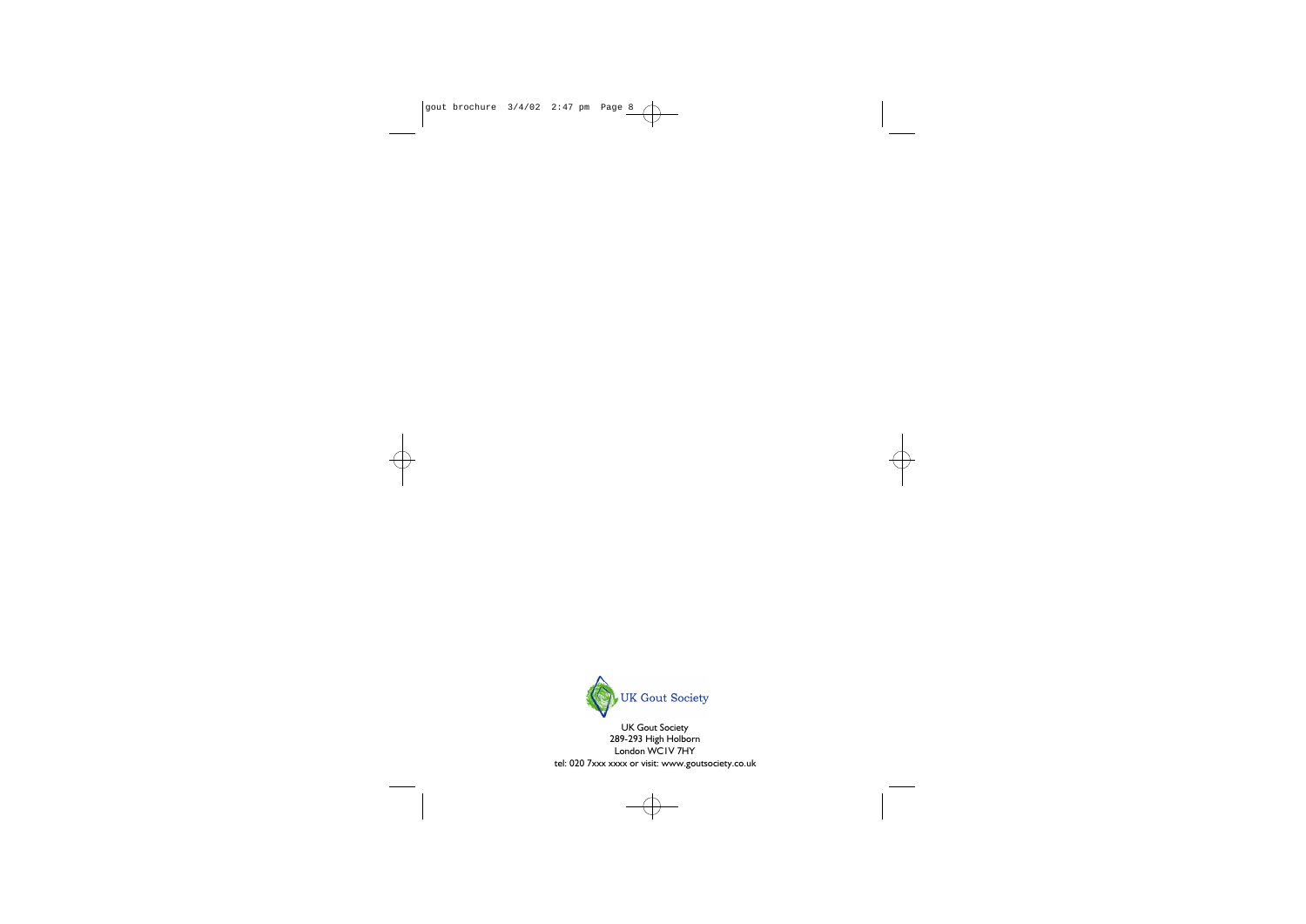UK Gout Society

UK Gout Society
289-293 High Holborn
London WC1V 7HY
tel: 020 7xxx xxxx or visit: www.goutsociety.co.uk